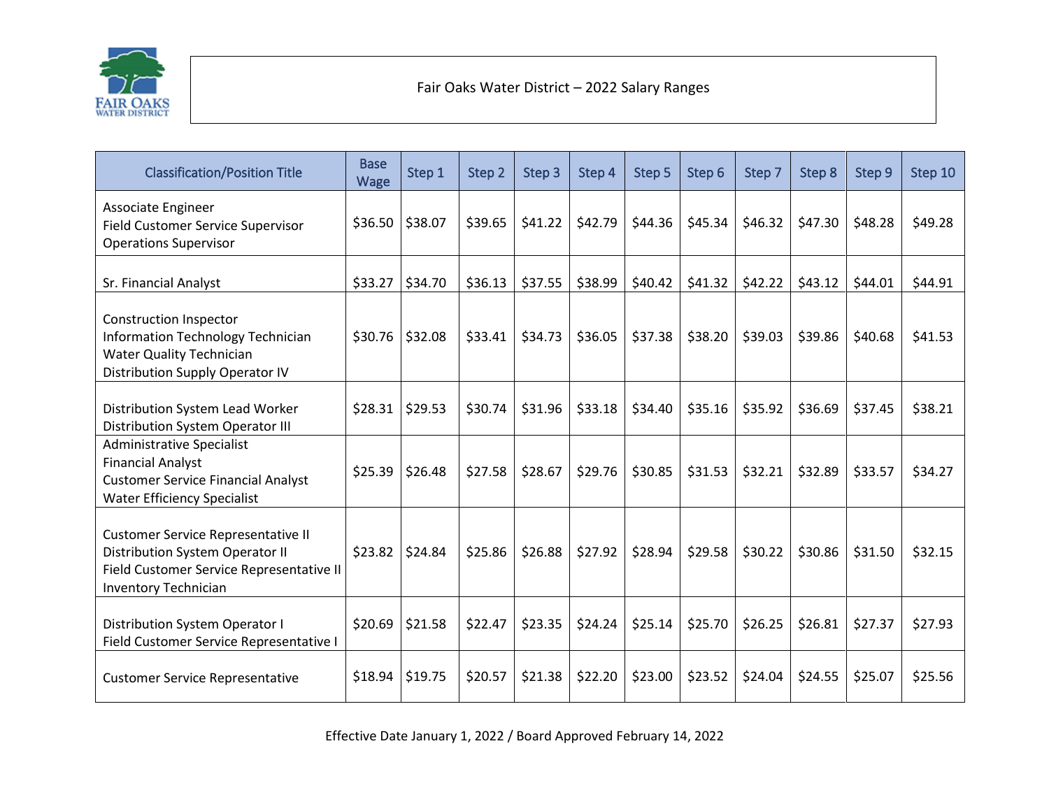# Fair Oaks Water District – 2022 Salary Ranges

| Classification/Position Title | Base Wage | Step 1 | Step 2 | Step 3 | Step 4 | Step 5 | Step 6 | Step 7 | Step 8 | Step 9 | Step 10 |
|---|---|---|---|---|---|---|---|---|---|---|---|
| Associate Engineer<br>Field Customer Service Supervisor<br>Operations Supervisor | $36.50 | $38.07 | $39.65 | $41.22 | $42.79 | $44.36 | $45.34 | $46.32 | $47.30 | $48.28 | $49.28 |
| Sr. Financial Analyst | $33.27 | $34.70 | $36.13 | $37.55 | $38.99 | $40.42 | $41.32 | $42.22 | $43.12 | $44.01 | $44.91 |
| Construction Inspector<br>Information Technology Technician<br>Water Quality Technician<br>Distribution Supply Operator IV | $30.76 | $32.08 | $33.41 | $34.73 | $36.05 | $37.38 | $38.20 | $39.03 | $39.86 | $40.68 | $41.53 |
| Distribution System Lead Worker<br>Distribution System Operator III | $28.31 | $29.53 | $30.74 | $31.96 | $33.18 | $34.40 | $35.16 | $35.92 | $36.69 | $37.45 | $38.21 |
| Administrative Specialist<br>Financial Analyst<br>Customer Service Financial Analyst<br>Water Efficiency Specialist | $25.39 | $26.48 | $27.58 | $28.67 | $29.76 | $30.85 | $31.53 | $32.21 | $32.89 | $33.57 | $34.27 |
| Customer Service Representative II<br>Distribution System Operator II<br>Field Customer Service Representative II<br>Inventory Technician | $23.82 | $24.84 | $25.86 | $26.88 | $27.92 | $28.94 | $29.58 | $30.22 | $30.86 | $31.50 | $32.15 |
| Distribution System Operator I<br>Field Customer Service Representative I | $20.69 | $21.58 | $22.47 | $23.35 | $24.24 | $25.14 | $25.70 | $26.25 | $26.81 | $27.37 | $27.93 |
| Customer Service Representative | $18.94 | $19.75 | $20.57 | $21.38 | $22.20 | $23.00 | $23.52 | $24.04 | $24.55 | $25.07 | $25.56 |

Effective Date January 1, 2022 / Board Approved February 14, 2022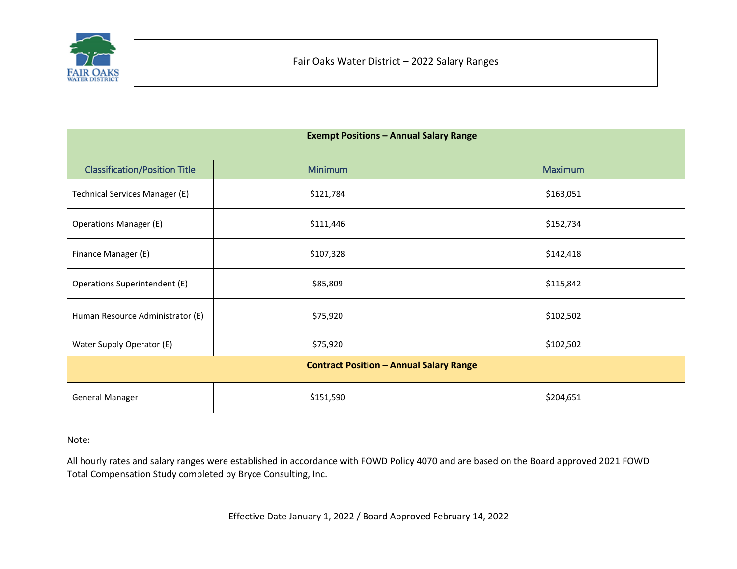# Fair Oaks Water District – 2022 Salary Ranges

| Exempt Positions – Annual Salary Range | | |
|---|---|---|
| Classification/Position Title | Minimum | Maximum |
| Technical Services Manager (E) | $121,784 | $163,051 |
| Operations Manager (E) | $111,446 | $152,734 |
| Finance Manager (E) | $107,328 | $142,418 |
| Operations Superintendent (E) | $85,809 | $115,842 |
| Human Resource Administrator (E) | $75,920 | $102,502 |
| Water Supply Operator (E) | $75,920 | $102,502 |
| **Contract Position – Annual Salary Range** | | |
| General Manager | $151,590 | $204,651 |

Note:

All hourly rates and salary ranges were established in accordance with FOWD Policy 4070 and are based on the Board approved 2021 FOWD Total Compensation Study completed by Bryce Consulting, Inc.

Effective Date January 1, 2022 / Board Approved February 14, 2022